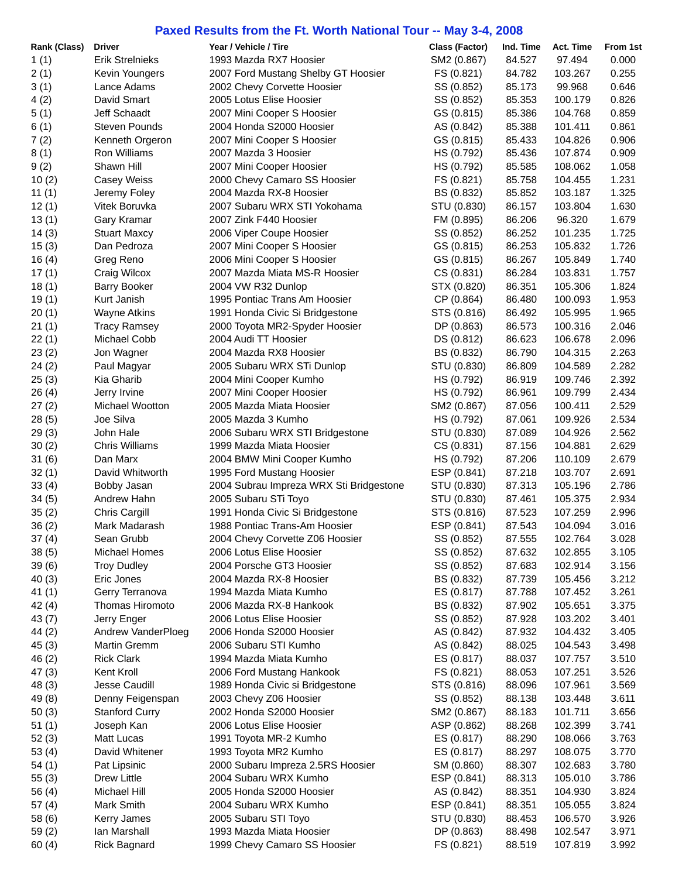# Paxed Results from the Ft. Worth National Tour -- May 3-4, 2008

| Rank (Class) | Driver | Year / Vehicle / Tire | Class (Factor) | Ind. Time | Act. Time | From 1st |
|---|---|---|---|---|---|---|
| 1 (1) | Erik Strelnieks | 1993 Mazda RX7 Hoosier | SM2 (0.867) | 84.527 | 97.494 | 0.000 |
| 2 (1) | Kevin Youngers | 2007 Ford Mustang Shelby GT Hoosier | FS (0.821) | 84.782 | 103.267 | 0.255 |
| 3 (1) | Lance Adams | 2002 Chevy Corvette Hoosier | SS (0.852) | 85.173 | 99.968 | 0.646 |
| 4 (2) | David Smart | 2005 Lotus Elise Hoosier | SS (0.852) | 85.353 | 100.179 | 0.826 |
| 5 (1) | Jeff Schaadt | 2007 Mini Cooper S Hoosier | GS (0.815) | 85.386 | 104.768 | 0.859 |
| 6 (1) | Steven Pounds | 2004 Honda S2000 Hoosier | AS (0.842) | 85.388 | 101.411 | 0.861 |
| 7 (2) | Kenneth Orgeron | 2007 Mini Cooper S Hoosier | GS (0.815) | 85.433 | 104.826 | 0.906 |
| 8 (1) | Ron Williams | 2007 Mazda 3 Hoosier | HS (0.792) | 85.436 | 107.874 | 0.909 |
| 9 (2) | Shawn Hill | 2007 Mini Cooper Hoosier | HS (0.792) | 85.585 | 108.062 | 1.058 |
| 10 (2) | Casey Weiss | 2000 Chevy Camaro SS Hoosier | FS (0.821) | 85.758 | 104.455 | 1.231 |
| 11 (1) | Jeremy Foley | 2004 Mazda RX-8 Hoosier | BS (0.832) | 85.852 | 103.187 | 1.325 |
| 12 (1) | Vitek Boruvka | 2007 Subaru WRX STI Yokohama | STU (0.830) | 86.157 | 103.804 | 1.630 |
| 13 (1) | Gary Kramar | 2007 Zink F440 Hoosier | FM (0.895) | 86.206 | 96.320 | 1.679 |
| 14 (3) | Stuart Maxcy | 2006 Viper Coupe Hoosier | SS (0.852) | 86.252 | 101.235 | 1.725 |
| 15 (3) | Dan Pedroza | 2007 Mini Cooper S Hoosier | GS (0.815) | 86.253 | 105.832 | 1.726 |
| 16 (4) | Greg Reno | 2006 Mini Cooper S Hoosier | GS (0.815) | 86.267 | 105.849 | 1.740 |
| 17 (1) | Craig Wilcox | 2007 Mazda Miata MS-R Hoosier | CS (0.831) | 86.284 | 103.831 | 1.757 |
| 18 (1) | Barry Booker | 2004 VW R32 Dunlop | STX (0.820) | 86.351 | 105.306 | 1.824 |
| 19 (1) | Kurt Janish | 1995 Pontiac Trans Am Hoosier | CP (0.864) | 86.480 | 100.093 | 1.953 |
| 20 (1) | Wayne Atkins | 1991 Honda Civic Si Bridgestone | STS (0.816) | 86.492 | 105.995 | 1.965 |
| 21 (1) | Tracy Ramsey | 2000 Toyota MR2-Spyder Hoosier | DP (0.863) | 86.573 | 100.316 | 2.046 |
| 22 (1) | Michael Cobb | 2004 Audi TT Hoosier | DS (0.812) | 86.623 | 106.678 | 2.096 |
| 23 (2) | Jon Wagner | 2004 Mazda RX8 Hoosier | BS (0.832) | 86.790 | 104.315 | 2.263 |
| 24 (2) | Paul Magyar | 2005 Subaru WRX STi Dunlop | STU (0.830) | 86.809 | 104.589 | 2.282 |
| 25 (3) | Kia Gharib | 2004 Mini Cooper Kumho | HS (0.792) | 86.919 | 109.746 | 2.392 |
| 26 (4) | Jerry Irvine | 2007 Mini Cooper Hoosier | HS (0.792) | 86.961 | 109.799 | 2.434 |
| 27 (2) | Michael Wootton | 2005 Mazda Miata Hoosier | SM2 (0.867) | 87.056 | 100.411 | 2.529 |
| 28 (5) | Joe Silva | 2005 Mazda 3 Kumho | HS (0.792) | 87.061 | 109.926 | 2.534 |
| 29 (3) | John Hale | 2006 Subaru WRX STI Bridgestone | STU (0.830) | 87.089 | 104.926 | 2.562 |
| 30 (2) | Chris Williams | 1999 Mazda Miata Hoosier | CS (0.831) | 87.156 | 104.881 | 2.629 |
| 31 (6) | Dan Marx | 2004 BMW Mini Cooper Kumho | HS (0.792) | 87.206 | 110.109 | 2.679 |
| 32 (1) | David Whitworth | 1995 Ford Mustang Hoosier | ESP (0.841) | 87.218 | 103.707 | 2.691 |
| 33 (4) | Bobby Jasan | 2004 Subrau Impreza WRX Sti Bridgestone | STU (0.830) | 87.313 | 105.196 | 2.786 |
| 34 (5) | Andrew Hahn | 2005 Subaru STi Toyo | STU (0.830) | 87.461 | 105.375 | 2.934 |
| 35 (2) | Chris Cargill | 1991 Honda Civic Si Bridgestone | STS (0.816) | 87.523 | 107.259 | 2.996 |
| 36 (2) | Mark Madarash | 1988 Pontiac Trans-Am Hoosier | ESP (0.841) | 87.543 | 104.094 | 3.016 |
| 37 (4) | Sean Grubb | 2004 Chevy Corvette Z06 Hoosier | SS (0.852) | 87.555 | 102.764 | 3.028 |
| 38 (5) | Michael Homes | 2006 Lotus Elise Hoosier | SS (0.852) | 87.632 | 102.855 | 3.105 |
| 39 (6) | Troy Dudley | 2004 Porsche GT3 Hoosier | SS (0.852) | 87.683 | 102.914 | 3.156 |
| 40 (3) | Eric Jones | 2004 Mazda RX-8 Hoosier | BS (0.832) | 87.739 | 105.456 | 3.212 |
| 41 (1) | Gerry Terranova | 1994 Mazda Miata Kumho | ES (0.817) | 87.788 | 107.452 | 3.261 |
| 42 (4) | Thomas Hiromoto | 2006 Mazda RX-8 Hankook | BS (0.832) | 87.902 | 105.651 | 3.375 |
| 43 (7) | Jerry Enger | 2006 Lotus Elise Hoosier | SS (0.852) | 87.928 | 103.202 | 3.401 |
| 44 (2) | Andrew VanderPloeg | 2006 Honda S2000 Hoosier | AS (0.842) | 87.932 | 104.432 | 3.405 |
| 45 (3) | Martin Gremm | 2006 Subaru STI Kumho | AS (0.842) | 88.025 | 104.543 | 3.498 |
| 46 (2) | Rick Clark | 1994 Mazda Miata Kumho | ES (0.817) | 88.037 | 107.757 | 3.510 |
| 47 (3) | Kent Kroll | 2006 Ford Mustang Hankook | FS (0.821) | 88.053 | 107.251 | 3.526 |
| 48 (3) | Jesse Caudill | 1989 Honda Civic si Bridgestone | STS (0.816) | 88.096 | 107.961 | 3.569 |
| 49 (8) | Denny Feigenspan | 2003 Chevy Z06 Hoosier | SS (0.852) | 88.138 | 103.448 | 3.611 |
| 50 (3) | Stanford Curry | 2002 Honda S2000 Hoosier | SM2 (0.867) | 88.183 | 101.711 | 3.656 |
| 51 (1) | Joseph Kan | 2006 Lotus Elise Hoosier | ASP (0.862) | 88.268 | 102.399 | 3.741 |
| 52 (3) | Matt Lucas | 1991 Toyota MR-2 Kumho | ES (0.817) | 88.290 | 108.066 | 3.763 |
| 53 (4) | David Whitener | 1993 Toyota MR2 Kumho | ES (0.817) | 88.297 | 108.075 | 3.770 |
| 54 (1) | Pat Lipsinic | 2000 Subaru Impreza 2.5RS Hoosier | SM (0.860) | 88.307 | 102.683 | 3.780 |
| 55 (3) | Drew Little | 2004 Subaru WRX Kumho | ESP (0.841) | 88.313 | 105.010 | 3.786 |
| 56 (4) | Michael Hill | 2005 Honda S2000 Hoosier | AS (0.842) | 88.351 | 104.930 | 3.824 |
| 57 (4) | Mark Smith | 2004 Subaru WRX Kumho | ESP (0.841) | 88.351 | 105.055 | 3.824 |
| 58 (6) | Kerry James | 2005 Subaru STI Toyo | STU (0.830) | 88.453 | 106.570 | 3.926 |
| 59 (2) | Ian Marshall | 1993 Mazda Miata Hoosier | DP (0.863) | 88.498 | 102.547 | 3.971 |
| 60 (4) | Rick Bagnard | 1999 Chevy Camaro SS Hoosier | FS (0.821) | 88.519 | 107.819 | 3.992 |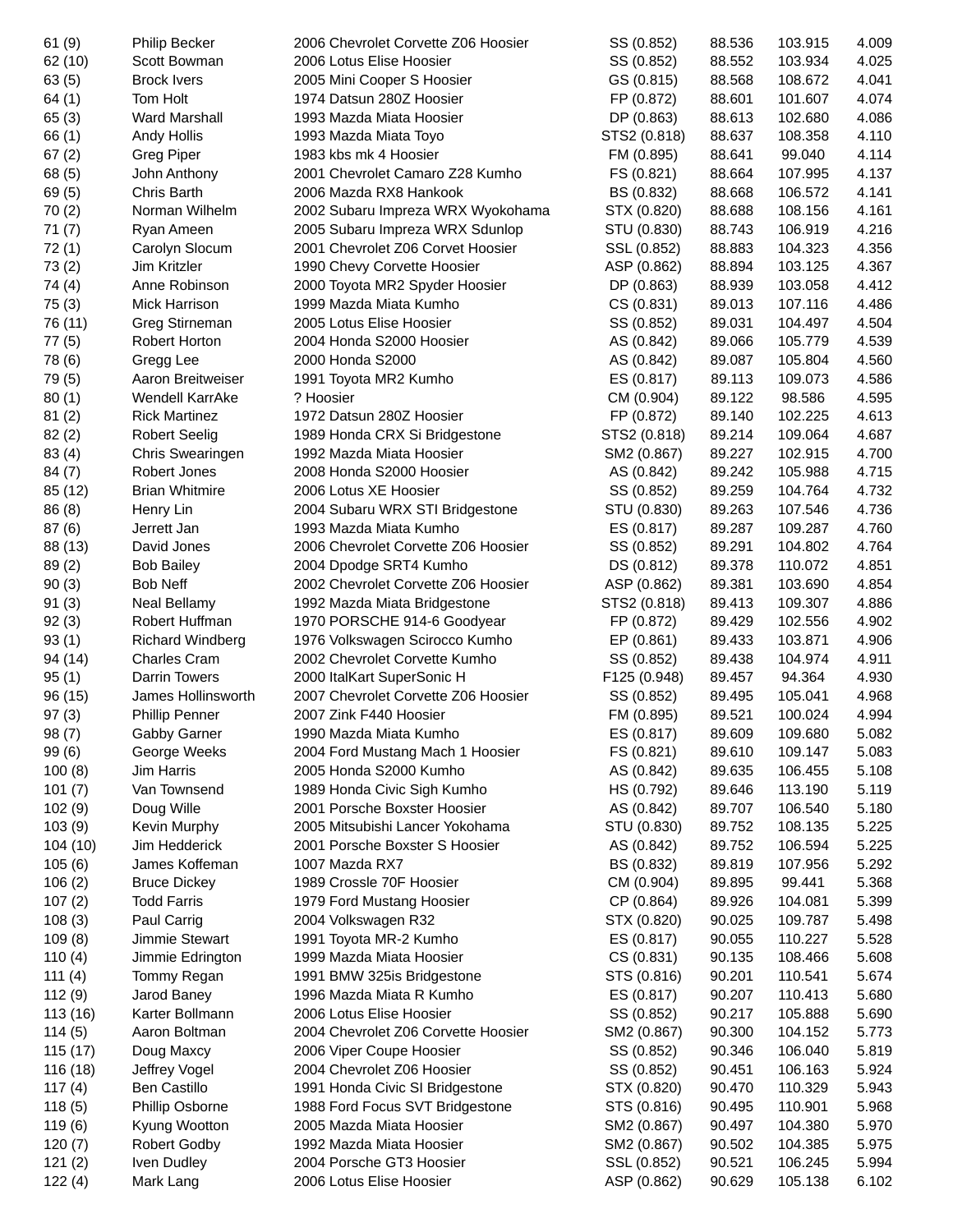| | | | | | | |
|---|---|---|---|---|---|---|
| 61 (9) | Philip Becker | 2006 Chevrolet Corvette Z06 Hoosier | SS (0.852) | 88.536 | 103.915 | 4.009 |
| 62 (10) | Scott Bowman | 2006 Lotus Elise Hoosier | SS (0.852) | 88.552 | 103.934 | 4.025 |
| 63 (5) | Brock Ivers | 2005 Mini Cooper S Hoosier | GS (0.815) | 88.568 | 108.672 | 4.041 |
| 64 (1) | Tom Holt | 1974 Datsun 280Z Hoosier | FP (0.872) | 88.601 | 101.607 | 4.074 |
| 65 (3) | Ward Marshall | 1993 Mazda Miata Hoosier | DP (0.863) | 88.613 | 102.680 | 4.086 |
| 66 (1) | Andy Hollis | 1993 Mazda Miata Toyo | STS2 (0.818) | 88.637 | 108.358 | 4.110 |
| 67 (2) | Greg Piper | 1983 kbs mk 4 Hoosier | FM (0.895) | 88.641 | 99.040 | 4.114 |
| 68 (5) | John Anthony | 2001 Chevrolet Camaro Z28 Kumho | FS (0.821) | 88.664 | 107.995 | 4.137 |
| 69 (5) | Chris Barth | 2006 Mazda RX8 Hankook | BS (0.832) | 88.668 | 106.572 | 4.141 |
| 70 (2) | Norman Wilhelm | 2002 Subaru Impreza WRX Wyokohama | STX (0.820) | 88.688 | 108.156 | 4.161 |
| 71 (7) | Ryan Ameen | 2005 Subaru Impreza WRX Sdunlop | STU (0.830) | 88.743 | 106.919 | 4.216 |
| 72 (1) | Carolyn Slocum | 2001 Chevrolet Z06 Corvet Hoosier | SSL (0.852) | 88.883 | 104.323 | 4.356 |
| 73 (2) | Jim Kritzler | 1990 Chevy Corvette Hoosier | ASP (0.862) | 88.894 | 103.125 | 4.367 |
| 74 (4) | Anne Robinson | 2000 Toyota MR2 Spyder Hoosier | DP (0.863) | 88.939 | 103.058 | 4.412 |
| 75 (3) | Mick Harrison | 1999 Mazda Miata Kumho | CS (0.831) | 89.013 | 107.116 | 4.486 |
| 76 (11) | Greg Stirneman | 2005 Lotus Elise Hoosier | SS (0.852) | 89.031 | 104.497 | 4.504 |
| 77 (5) | Robert Horton | 2004 Honda S2000 Hoosier | AS (0.842) | 89.066 | 105.779 | 4.539 |
| 78 (6) | Gregg Lee | 2000 Honda S2000 | AS (0.842) | 89.087 | 105.804 | 4.560 |
| 79 (5) | Aaron Breitweiser | 1991 Toyota MR2 Kumho | ES (0.817) | 89.113 | 109.073 | 4.586 |
| 80 (1) | Wendell KarrAke | ? Hoosier | CM (0.904) | 89.122 | 98.586 | 4.595 |
| 81 (2) | Rick Martinez | 1972 Datsun 280Z Hoosier | FP (0.872) | 89.140 | 102.225 | 4.613 |
| 82 (2) | Robert Seelig | 1989 Honda CRX Si Bridgestone | STS2 (0.818) | 89.214 | 109.064 | 4.687 |
| 83 (4) | Chris Swearingen | 1992 Mazda Miata Hoosier | SM2 (0.867) | 89.227 | 102.915 | 4.700 |
| 84 (7) | Robert Jones | 2008 Honda S2000 Hoosier | AS (0.842) | 89.242 | 105.988 | 4.715 |
| 85 (12) | Brian Whitmire | 2006 Lotus XE Hoosier | SS (0.852) | 89.259 | 104.764 | 4.732 |
| 86 (8) | Henry Lin | 2004 Subaru WRX STI Bridgestone | STU (0.830) | 89.263 | 107.546 | 4.736 |
| 87 (6) | Jerrett Jan | 1993 Mazda Miata Kumho | ES (0.817) | 89.287 | 109.287 | 4.760 |
| 88 (13) | David Jones | 2006 Chevrolet Corvette Z06 Hoosier | SS (0.852) | 89.291 | 104.802 | 4.764 |
| 89 (2) | Bob Bailey | 2004 Dpodge SRT4 Kumho | DS (0.812) | 89.378 | 110.072 | 4.851 |
| 90 (3) | Bob Neff | 2002 Chevrolet Corvette Z06 Hoosier | ASP (0.862) | 89.381 | 103.690 | 4.854 |
| 91 (3) | Neal Bellamy | 1992 Mazda Miata Bridgestone | STS2 (0.818) | 89.413 | 109.307 | 4.886 |
| 92 (3) | Robert Huffman | 1970 PORSCHE 914-6 Goodyear | FP (0.872) | 89.429 | 102.556 | 4.902 |
| 93 (1) | Richard Windberg | 1976 Volkswagen Scirocco Kumho | EP (0.861) | 89.433 | 103.871 | 4.906 |
| 94 (14) | Charles Cram | 2002 Chevrolet Corvette Kumho | SS (0.852) | 89.438 | 104.974 | 4.911 |
| 95 (1) | Darrin Towers | 2000 ItalKart SuperSonic H | F125 (0.948) | 89.457 | 94.364 | 4.930 |
| 96 (15) | James Hollinsworth | 2007 Chevrolet Corvette Z06 Hoosier | SS (0.852) | 89.495 | 105.041 | 4.968 |
| 97 (3) | Phillip Penner | 2007 Zink F440 Hoosier | FM (0.895) | 89.521 | 100.024 | 4.994 |
| 98 (7) | Gabby Garner | 1990 Mazda Miata Kumho | ES (0.817) | 89.609 | 109.680 | 5.082 |
| 99 (6) | George Weeks | 2004 Ford Mustang Mach 1 Hoosier | FS (0.821) | 89.610 | 109.147 | 5.083 |
| 100 (8) | Jim Harris | 2005 Honda S2000 Kumho | AS (0.842) | 89.635 | 106.455 | 5.108 |
| 101 (7) | Van Townsend | 1989 Honda Civic Sigh Kumho | HS (0.792) | 89.646 | 113.190 | 5.119 |
| 102 (9) | Doug Wille | 2001 Porsche Boxster Hoosier | AS (0.842) | 89.707 | 106.540 | 5.180 |
| 103 (9) | Kevin Murphy | 2005 Mitsubishi Lancer Yokohama | STU (0.830) | 89.752 | 108.135 | 5.225 |
| 104 (10) | Jim Hedderick | 2001 Porsche Boxster S Hoosier | AS (0.842) | 89.752 | 106.594 | 5.225 |
| 105 (6) | James Koffeman | 1007 Mazda RX7 | BS (0.832) | 89.819 | 107.956 | 5.292 |
| 106 (2) | Bruce Dickey | 1989 Crossle 70F Hoosier | CM (0.904) | 89.895 | 99.441 | 5.368 |
| 107 (2) | Todd Farris | 1979 Ford Mustang Hoosier | CP (0.864) | 89.926 | 104.081 | 5.399 |
| 108 (3) | Paul Carrig | 2004 Volkswagen R32 | STX (0.820) | 90.025 | 109.787 | 5.498 |
| 109 (8) | Jimmie Stewart | 1991 Toyota MR-2 Kumho | ES (0.817) | 90.055 | 110.227 | 5.528 |
| 110 (4) | Jimmie Edrington | 1999 Mazda Miata Hoosier | CS (0.831) | 90.135 | 108.466 | 5.608 |
| 111 (4) | Tommy Regan | 1991 BMW 325is Bridgestone | STS (0.816) | 90.201 | 110.541 | 5.674 |
| 112 (9) | Jarod Baney | 1996 Mazda Miata R Kumho | ES (0.817) | 90.207 | 110.413 | 5.680 |
| 113 (16) | Karter Bollmann | 2006 Lotus Elise Hoosier | SS (0.852) | 90.217 | 105.888 | 5.690 |
| 114 (5) | Aaron Boltman | 2004 Chevrolet Z06 Corvette Hoosier | SM2 (0.867) | 90.300 | 104.152 | 5.773 |
| 115 (17) | Doug Maxcy | 2006 Viper Coupe Hoosier | SS (0.852) | 90.346 | 106.040 | 5.819 |
| 116 (18) | Jeffrey Vogel | 2004 Chevrolet Z06 Hoosier | SS (0.852) | 90.451 | 106.163 | 5.924 |
| 117 (4) | Ben Castillo | 1991 Honda Civic SI Bridgestone | STX (0.820) | 90.470 | 110.329 | 5.943 |
| 118 (5) | Phillip Osborne | 1988 Ford Focus SVT Bridgestone | STS (0.816) | 90.495 | 110.901 | 5.968 |
| 119 (6) | Kyung Wootton | 2005 Mazda Miata Hoosier | SM2 (0.867) | 90.497 | 104.380 | 5.970 |
| 120 (7) | Robert Godby | 1992 Mazda Miata Hoosier | SM2 (0.867) | 90.502 | 104.385 | 5.975 |
| 121 (2) | Iven Dudley | 2004 Porsche GT3 Hoosier | SSL (0.852) | 90.521 | 106.245 | 5.994 |
| 122 (4) | Mark Lang | 2006 Lotus Elise Hoosier | ASP (0.862) | 90.629 | 105.138 | 6.102 |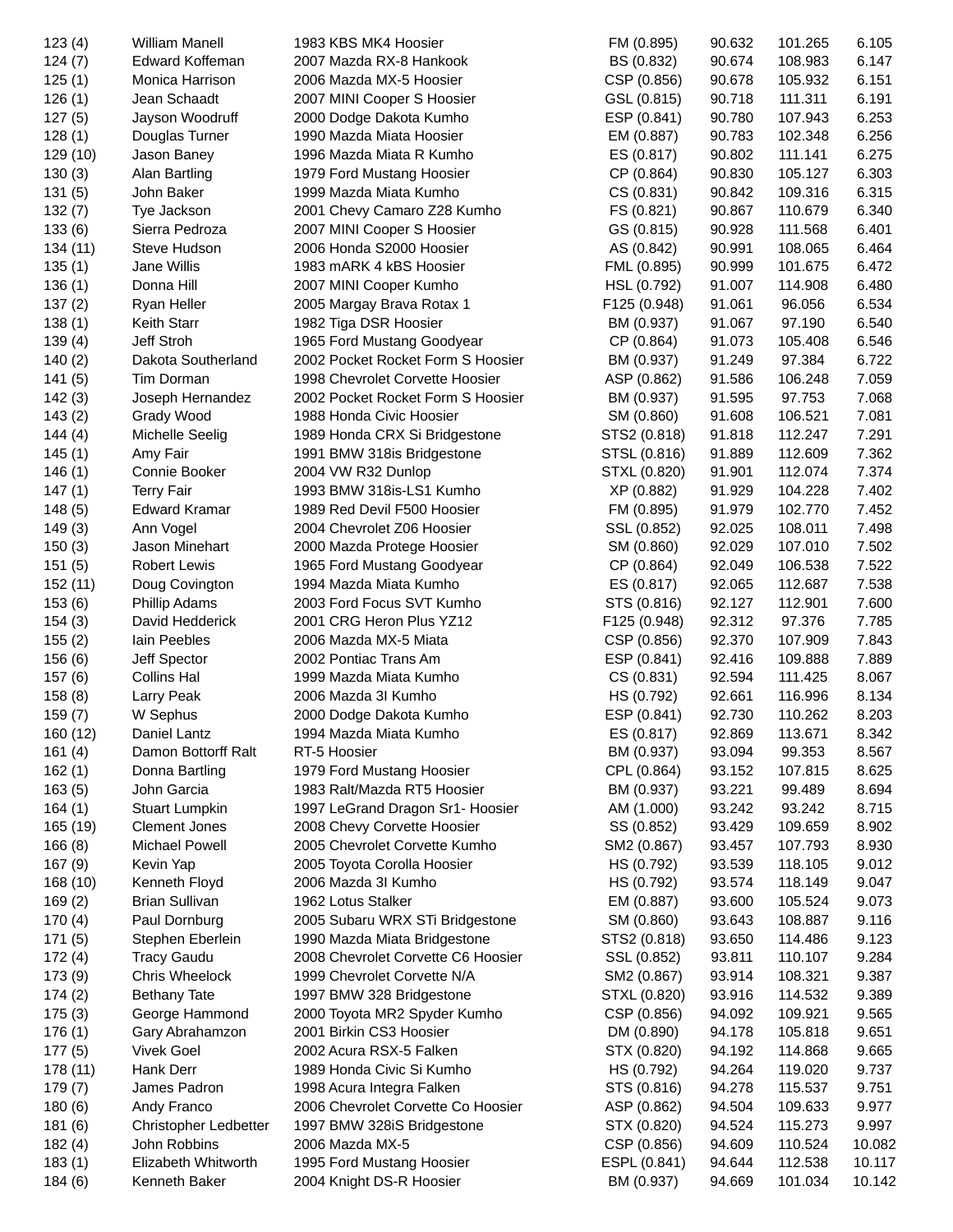| | | | | | | |
|---|---|---|---|---|---|---|
| 123 (4) | William Manell | 1983 KBS MK4 Hoosier | FM (0.895) | 90.632 | 101.265 | 6.105 |
| 124 (7) | Edward Koffeman | 2007 Mazda RX-8 Hankook | BS (0.832) | 90.674 | 108.983 | 6.147 |
| 125 (1) | Monica Harrison | 2006 Mazda MX-5 Hoosier | CSP (0.856) | 90.678 | 105.932 | 6.151 |
| 126 (1) | Jean Schaadt | 2007 MINI Cooper S Hoosier | GSL (0.815) | 90.718 | 111.311 | 6.191 |
| 127 (5) | Jayson Woodruff | 2000 Dodge Dakota Kumho | ESP (0.841) | 90.780 | 107.943 | 6.253 |
| 128 (1) | Douglas Turner | 1990 Mazda Miata Hoosier | EM (0.887) | 90.783 | 102.348 | 6.256 |
| 129 (10) | Jason Baney | 1996 Mazda Miata R Kumho | ES (0.817) | 90.802 | 111.141 | 6.275 |
| 130 (3) | Alan Bartling | 1979 Ford Mustang Hoosier | CP (0.864) | 90.830 | 105.127 | 6.303 |
| 131 (5) | John Baker | 1999 Mazda Miata Kumho | CS (0.831) | 90.842 | 109.316 | 6.315 |
| 132 (7) | Tye Jackson | 2001 Chevy Camaro Z28 Kumho | FS (0.821) | 90.867 | 110.679 | 6.340 |
| 133 (6) | Sierra Pedroza | 2007 MINI Cooper S Hoosier | GS (0.815) | 90.928 | 111.568 | 6.401 |
| 134 (11) | Steve Hudson | 2006 Honda S2000 Hoosier | AS (0.842) | 90.991 | 108.065 | 6.464 |
| 135 (1) | Jane Willis | 1983 mARK 4 kBS Hoosier | FML (0.895) | 90.999 | 101.675 | 6.472 |
| 136 (1) | Donna Hill | 2007 MINI Cooper Kumho | HSL (0.792) | 91.007 | 114.908 | 6.480 |
| 137 (2) | Ryan Heller | 2005 Margay Brava Rotax 1 | F125 (0.948) | 91.061 | 96.056 | 6.534 |
| 138 (1) | Keith Starr | 1982 Tiga DSR Hoosier | BM (0.937) | 91.067 | 97.190 | 6.540 |
| 139 (4) | Jeff Stroh | 1965 Ford Mustang Goodyear | CP (0.864) | 91.073 | 105.408 | 6.546 |
| 140 (2) | Dakota Southerland | 2002 Pocket Rocket Form S Hoosier | BM (0.937) | 91.249 | 97.384 | 6.722 |
| 141 (5) | Tim Dorman | 1998 Chevrolet Corvette Hoosier | ASP (0.862) | 91.586 | 106.248 | 7.059 |
| 142 (3) | Joseph Hernandez | 2002 Pocket Rocket Form S Hoosier | BM (0.937) | 91.595 | 97.753 | 7.068 |
| 143 (2) | Grady Wood | 1988 Honda Civic Hoosier | SM (0.860) | 91.608 | 106.521 | 7.081 |
| 144 (4) | Michelle Seelig | 1989 Honda CRX Si Bridgestone | STS2 (0.818) | 91.818 | 112.247 | 7.291 |
| 145 (1) | Amy Fair | 1991 BMW 318is Bridgestone | STSL (0.816) | 91.889 | 112.609 | 7.362 |
| 146 (1) | Connie Booker | 2004 VW R32 Dunlop | STXL (0.820) | 91.901 | 112.074 | 7.374 |
| 147 (1) | Terry Fair | 1993 BMW 318is-LS1 Kumho | XP (0.882) | 91.929 | 104.228 | 7.402 |
| 148 (5) | Edward Kramar | 1989 Red Devil F500 Hoosier | FM (0.895) | 91.979 | 102.770 | 7.452 |
| 149 (3) | Ann Vogel | 2004 Chevrolet Z06 Hoosier | SSL (0.852) | 92.025 | 108.011 | 7.498 |
| 150 (3) | Jason Minehart | 2000 Mazda Protege Hoosier | SM (0.860) | 92.029 | 107.010 | 7.502 |
| 151 (5) | Robert Lewis | 1965 Ford Mustang Goodyear | CP (0.864) | 92.049 | 106.538 | 7.522 |
| 152 (11) | Doug Covington | 1994 Mazda Miata Kumho | ES (0.817) | 92.065 | 112.687 | 7.538 |
| 153 (6) | Phillip Adams | 2003 Ford Focus SVT Kumho | STS (0.816) | 92.127 | 112.901 | 7.600 |
| 154 (3) | David Hedderick | 2001 CRG Heron Plus YZ12 | F125 (0.948) | 92.312 | 97.376 | 7.785 |
| 155 (2) | Iain Peebles | 2006 Mazda MX-5 Miata | CSP (0.856) | 92.370 | 107.909 | 7.843 |
| 156 (6) | Jeff Spector | 2002 Pontiac Trans Am | ESP (0.841) | 92.416 | 109.888 | 7.889 |
| 157 (6) | Collins Hal | 1999 Mazda Miata Kumho | CS (0.831) | 92.594 | 111.425 | 8.067 |
| 158 (8) | Larry Peak | 2006 Mazda 3I Kumho | HS (0.792) | 92.661 | 116.996 | 8.134 |
| 159 (7) | W Sephus | 2000 Dodge Dakota Kumho | ESP (0.841) | 92.730 | 110.262 | 8.203 |
| 160 (12) | Daniel Lantz | 1994 Mazda Miata Kumho | ES (0.817) | 92.869 | 113.671 | 8.342 |
| 161 (4) | Damon Bottorff Ralt | RT-5 Hoosier | BM (0.937) | 93.094 | 99.353 | 8.567 |
| 162 (1) | Donna Bartling | 1979 Ford Mustang Hoosier | CPL (0.864) | 93.152 | 107.815 | 8.625 |
| 163 (5) | John Garcia | 1983 Ralt/Mazda RT5 Hoosier | BM (0.937) | 93.221 | 99.489 | 8.694 |
| 164 (1) | Stuart Lumpkin | 1997 LeGrand Dragon Sr1- Hoosier | AM (1.000) | 93.242 | 93.242 | 8.715 |
| 165 (19) | Clement Jones | 2008 Chevy Corvette Hoosier | SS (0.852) | 93.429 | 109.659 | 8.902 |
| 166 (8) | Michael Powell | 2005 Chevrolet Corvette Kumho | SM2 (0.867) | 93.457 | 107.793 | 8.930 |
| 167 (9) | Kevin Yap | 2005 Toyota Corolla Hoosier | HS (0.792) | 93.539 | 118.105 | 9.012 |
| 168 (10) | Kenneth Floyd | 2006 Mazda 3I Kumho | HS (0.792) | 93.574 | 118.149 | 9.047 |
| 169 (2) | Brian Sullivan | 1962 Lotus Stalker | EM (0.887) | 93.600 | 105.524 | 9.073 |
| 170 (4) | Paul Dornburg | 2005 Subaru WRX STi Bridgestone | SM (0.860) | 93.643 | 108.887 | 9.116 |
| 171 (5) | Stephen Eberlein | 1990 Mazda Miata Bridgestone | STS2 (0.818) | 93.650 | 114.486 | 9.123 |
| 172 (4) | Tracy Gaudu | 2008 Chevrolet Corvette C6 Hoosier | SSL (0.852) | 93.811 | 110.107 | 9.284 |
| 173 (9) | Chris Wheelock | 1999 Chevrolet Corvette N/A | SM2 (0.867) | 93.914 | 108.321 | 9.387 |
| 174 (2) | Bethany Tate | 1997 BMW 328 Bridgestone | STXL (0.820) | 93.916 | 114.532 | 9.389 |
| 175 (3) | George Hammond | 2000 Toyota MR2 Spyder Kumho | CSP (0.856) | 94.092 | 109.921 | 9.565 |
| 176 (1) | Gary Abrahamzon | 2001 Birkin CS3 Hoosier | DM (0.890) | 94.178 | 105.818 | 9.651 |
| 177 (5) | Vivek Goel | 2002 Acura RSX-5 Falken | STX (0.820) | 94.192 | 114.868 | 9.665 |
| 178 (11) | Hank Derr | 1989 Honda Civic Si Kumho | HS (0.792) | 94.264 | 119.020 | 9.737 |
| 179 (7) | James Padron | 1998 Acura Integra Falken | STS (0.816) | 94.278 | 115.537 | 9.751 |
| 180 (6) | Andy Franco | 2006 Chevrolet Corvette Co Hoosier | ASP (0.862) | 94.504 | 109.633 | 9.977 |
| 181 (6) | Christopher Ledbetter | 1997 BMW 328iS Bridgestone | STX (0.820) | 94.524 | 115.273 | 9.997 |
| 182 (4) | John Robbins | 2006 Mazda MX-5 | CSP (0.856) | 94.609 | 110.524 | 10.082 |
| 183 (1) | Elizabeth Whitworth | 1995 Ford Mustang Hoosier | ESPL (0.841) | 94.644 | 112.538 | 10.117 |
| 184 (6) | Kenneth Baker | 2004 Knight DS-R Hoosier | BM (0.937) | 94.669 | 101.034 | 10.142 |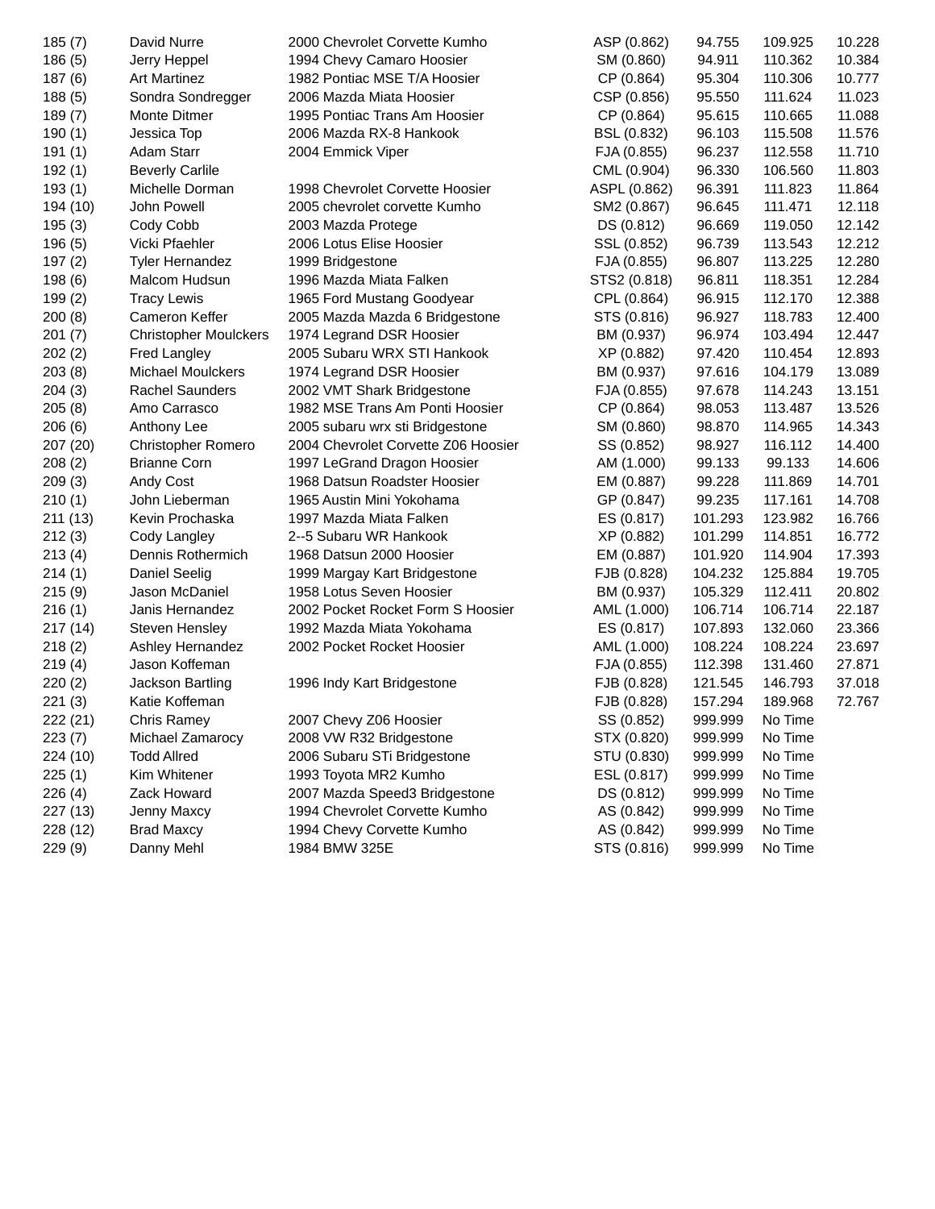| | | | | | | |
|---|---|---|---|---|---|---|
| 185 (7) | David Nurre | 2000 Chevrolet Corvette Kumho | ASP (0.862) | 94.755 | 109.925 | 10.228 |
| 186 (5) | Jerry Heppel | 1994 Chevy Camaro Hoosier | SM (0.860) | 94.911 | 110.362 | 10.384 |
| 187 (6) | Art Martinez | 1982 Pontiac MSE T/A Hoosier | CP (0.864) | 95.304 | 110.306 | 10.777 |
| 188 (5) | Sondra Sondregger | 2006 Mazda Miata Hoosier | CSP (0.856) | 95.550 | 111.624 | 11.023 |
| 189 (7) | Monte Ditmer | 1995 Pontiac Trans Am Hoosier | CP (0.864) | 95.615 | 110.665 | 11.088 |
| 190 (1) | Jessica Top | 2006 Mazda RX-8 Hankook | BSL (0.832) | 96.103 | 115.508 | 11.576 |
| 191 (1) | Adam Starr | 2004 Emmick Viper | FJA (0.855) | 96.237 | 112.558 | 11.710 |
| 192 (1) | Beverly Carlile | | CML (0.904) | 96.330 | 106.560 | 11.803 |
| 193 (1) | Michelle Dorman | 1998 Chevrolet Corvette Hoosier | ASPL (0.862) | 96.391 | 111.823 | 11.864 |
| 194 (10) | John Powell | 2005 chevrolet corvette Kumho | SM2 (0.867) | 96.645 | 111.471 | 12.118 |
| 195 (3) | Cody Cobb | 2003 Mazda Protege | DS (0.812) | 96.669 | 119.050 | 12.142 |
| 196 (5) | Vicki Pfaehler | 2006 Lotus Elise Hoosier | SSL (0.852) | 96.739 | 113.543 | 12.212 |
| 197 (2) | Tyler Hernandez | 1999 Bridgestone | FJA (0.855) | 96.807 | 113.225 | 12.280 |
| 198 (6) | Malcom Hudsun | 1996 Mazda Miata Falken | STS2 (0.818) | 96.811 | 118.351 | 12.284 |
| 199 (2) | Tracy Lewis | 1965 Ford Mustang Goodyear | CPL (0.864) | 96.915 | 112.170 | 12.388 |
| 200 (8) | Cameron Keffer | 2005 Mazda Mazda 6 Bridgestone | STS (0.816) | 96.927 | 118.783 | 12.400 |
| 201 (7) | Christopher Moulckers | 1974 Legrand DSR Hoosier | BM (0.937) | 96.974 | 103.494 | 12.447 |
| 202 (2) | Fred Langley | 2005 Subaru WRX STI Hankook | XP (0.882) | 97.420 | 110.454 | 12.893 |
| 203 (8) | Michael Moulckers | 1974 Legrand DSR Hoosier | BM (0.937) | 97.616 | 104.179 | 13.089 |
| 204 (3) | Rachel Saunders | 2002 VMT Shark Bridgestone | FJA (0.855) | 97.678 | 114.243 | 13.151 |
| 205 (8) | Amo Carrasco | 1982 MSE Trans Am Ponti Hoosier | CP (0.864) | 98.053 | 113.487 | 13.526 |
| 206 (6) | Anthony Lee | 2005 subaru wrx sti Bridgestone | SM (0.860) | 98.870 | 114.965 | 14.343 |
| 207 (20) | Christopher Romero | 2004 Chevrolet Corvette Z06 Hoosier | SS (0.852) | 98.927 | 116.112 | 14.400 |
| 208 (2) | Brianne Corn | 1997 LeGrand Dragon Hoosier | AM (1.000) | 99.133 | 99.133 | 14.606 |
| 209 (3) | Andy Cost | 1968 Datsun Roadster Hoosier | EM (0.887) | 99.228 | 111.869 | 14.701 |
| 210 (1) | John Lieberman | 1965 Austin Mini Yokohama | GP (0.847) | 99.235 | 117.161 | 14.708 |
| 211 (13) | Kevin Prochaska | 1997 Mazda Miata Falken | ES (0.817) | 101.293 | 123.982 | 16.766 |
| 212 (3) | Cody Langley | 2--5 Subaru WR Hankook | XP (0.882) | 101.299 | 114.851 | 16.772 |
| 213 (4) | Dennis Rothermich | 1968 Datsun 2000 Hoosier | EM (0.887) | 101.920 | 114.904 | 17.393 |
| 214 (1) | Daniel Seelig | 1999 Margay Kart Bridgestone | FJB (0.828) | 104.232 | 125.884 | 19.705 |
| 215 (9) | Jason McDaniel | 1958 Lotus Seven Hoosier | BM (0.937) | 105.329 | 112.411 | 20.802 |
| 216 (1) | Janis Hernandez | 2002 Pocket Rocket Form S Hoosier | AML (1.000) | 106.714 | 106.714 | 22.187 |
| 217 (14) | Steven Hensley | 1992 Mazda Miata Yokohama | ES (0.817) | 107.893 | 132.060 | 23.366 |
| 218 (2) | Ashley Hernandez | 2002 Pocket Rocket Hoosier | AML (1.000) | 108.224 | 108.224 | 23.697 |
| 219 (4) | Jason Koffeman | | FJA (0.855) | 112.398 | 131.460 | 27.871 |
| 220 (2) | Jackson Bartling | 1996 Indy Kart Bridgestone | FJB (0.828) | 121.545 | 146.793 | 37.018 |
| 221 (3) | Katie Koffeman | | FJB (0.828) | 157.294 | 189.968 | 72.767 |
| 222 (21) | Chris Ramey | 2007 Chevy Z06 Hoosier | SS (0.852) | 999.999 | No Time | |
| 223 (7) | Michael Zamarocy | 2008 VW R32 Bridgestone | STX (0.820) | 999.999 | No Time | |
| 224 (10) | Todd Allred | 2006 Subaru STi Bridgestone | STU (0.830) | 999.999 | No Time | |
| 225 (1) | Kim Whitener | 1993 Toyota MR2 Kumho | ESL (0.817) | 999.999 | No Time | |
| 226 (4) | Zack Howard | 2007 Mazda Speed3 Bridgestone | DS (0.812) | 999.999 | No Time | |
| 227 (13) | Jenny Maxcy | 1994 Chevrolet Corvette Kumho | AS (0.842) | 999.999 | No Time | |
| 228 (12) | Brad Maxcy | 1994 Chevy Corvette Kumho | AS (0.842) | 999.999 | No Time | |
| 229 (9) | Danny Mehl | 1984 BMW 325E | STS (0.816) | 999.999 | No Time | |